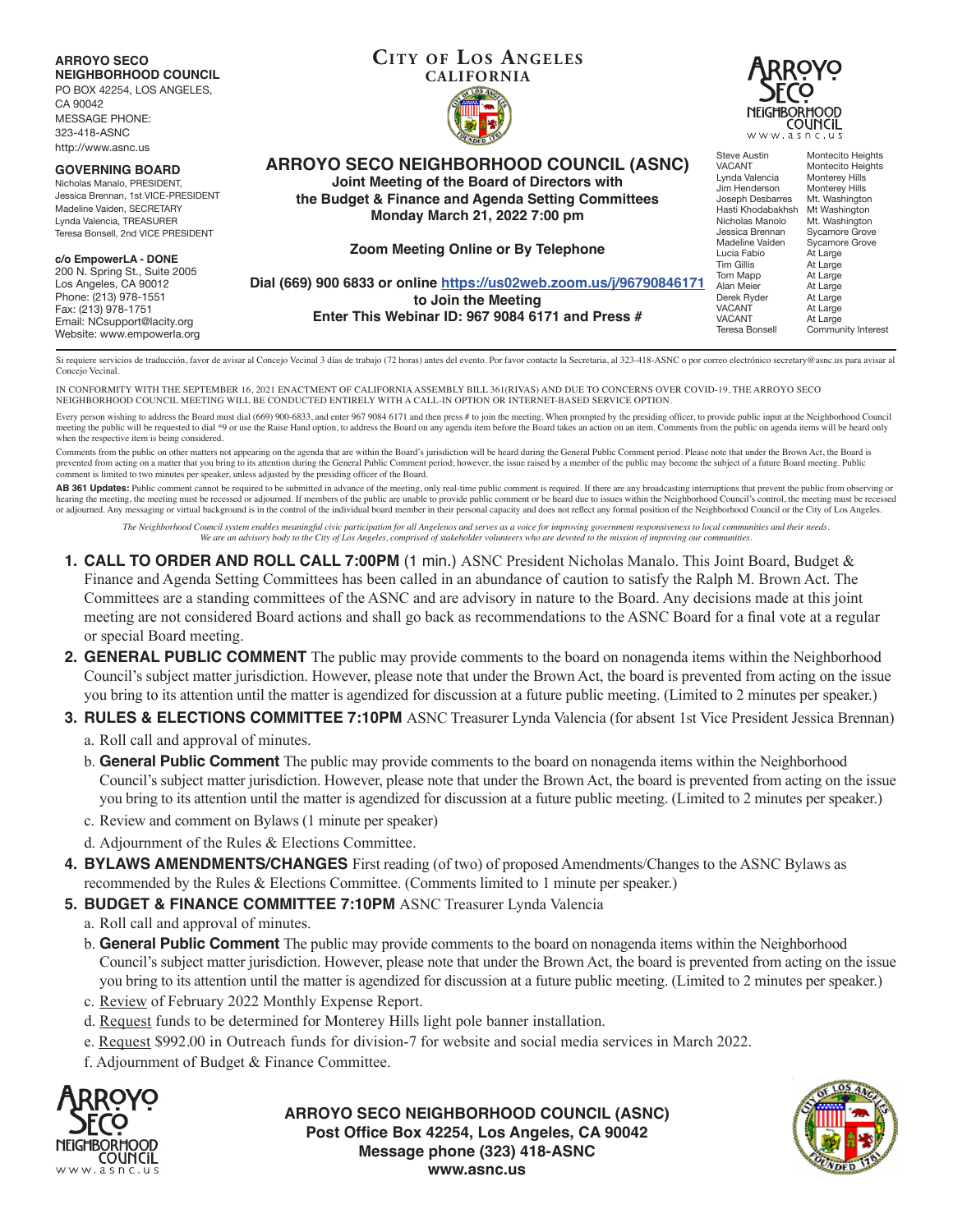**ARROYO SECO NEIGHBORHOOD COUNCIL**
PO BOX 42254, LOS ANGELES, CA 90042
MESSAGE PHONE: 323-418-ASNC
http://www.asnc.us

**GOVERNING BOARD**
Nicholas Manalo, PRESIDENT,
Jessica Brennan, 1st VICE-PRESIDENT
Madeline Vaiden, SECRETARY
Lynda Valencia, TREASURER
Teresa Bonsell, 2nd VICE PRESIDENT

**c/o EmpowerLA - DONE**
200 N. Spring St., Suite 2005
Los Angeles, CA 90012
Phone: (213) 978-1551
Fax: (213) 978-1751
Email: NCsupport@lacity.org
Website: www.empowerla.org

**CITY OF LOS ANGELES**
**CALIFORNIA**

# ARROYO SECO NEIGHBORHOOD COUNCIL (ASNC)

**Joint Meeting of the Board of Directors with the Budget & Finance and Agenda Setting Committees**
**Monday March 21, 2022 7:00 pm**

**Zoom Meeting Online or By Telephone**

**Dial (669) 900 6833 or online https://us02web.zoom.us/j/96790846171 to Join the Meeting**
**Enter This Webinar ID: 967 9084 6171 and Press #**

| | |
|---|---|
| Steve Austin | Montecito Heights |
| VACANT | Montecito Heights |
| Lynda Valencia | Monterey Hills |
| Jim Henderson | Monterey Hills |
| Joseph Desbarres | Mt. Washington |
| Hasti Khodabakhsh | Mt Washington |
| Nicholas Manolo | Mt. Washington |
| Jessica Brennan | Sycamore Grove |
| Madeline Vaiden | Sycamore Grove |
| Lucia Fabio | At Large |
| Tim Gillis | At Large |
| Tom Mapp | At Large |
| Alan Meier | At Large |
| Derek Ryder | At Large |
| VACANT | At Large |
| VACANT | At Large |
| Teresa Bonsell | Community Interest |

Si requiere servicios de traducción, favor de avisar al Concejo Vecinal 3 días de trabajo (72 horas) antes del evento. Por favor contacte la Secretaria, al 323-418-ASNC o por correo electrónico secretary@asnc.us para avisar al Concejo Vecinal.

IN CONFORMITY WITH THE SEPTEMBER 16, 2021 ENACTMENT OF CALIFORNIA ASSEMBLY BILL 361(RIVAS) AND DUE TO CONCERNS OVER COVID-19, THE ARROYO SECO NEIGHBORHOOD COUNCIL MEETING WILL BE CONDUCTED ENTIRELY WITH A CALL-IN OPTION OR INTERNET-BASED SERVICE OPTION.

Every person wishing to address the Board must dial (669) 900-6833, and enter 967 9084 6171 and then press # to join the meeting. When prompted by the presiding officer, to provide public input at the Neighborhood Council meeting the public will be requested to dial *9 or use the Raise Hand option, to address the Board on any agenda item before the Board takes an action on an item. Comments from the public on agenda items will be heard only when the respective item is being considered.

Comments from the public on other matters not appearing on the agenda that are within the Board's jurisdiction will be heard during the General Public Comment period. Please note that under the Brown Act, the Board is prevented from acting on a matter that you bring to its attention during the General Public Comment period; however, the issue raised by a member of the public may become the subject of a future Board meeting. Public comment is limited to two minutes per speaker, unless adjusted by the presiding officer of the Board.

**AB 361 Updates:** Public comment cannot be required to be submitted in advance of the meeting, only real-time public comment is required. If there are any broadcasting interruptions that prevent the public from observing or hearing the meeting, the meeting must be recessed or adjourned. If members of the public are unable to provide public comment or be heard due to issues within the Neighborhood Council's control, the meeting must be recessed or adjourned. Any messaging or virtual background is in the control of the individual board member in their personal capacity and does not reflect any formal position of the Neighborhood Council or the City of Los Angeles.

*The Neighborhood Council system enables meaningful civic participation for all Angelenos and serves as a voice for improving government responsiveness to local communities and their needs. We are an advisory body to the City of Los Angeles, comprised of stakeholder volunteers who are devoted to the mission of improving our communities.*

1. **CALL TO ORDER AND ROLL CALL 7:00PM** (1 min.) ASNC President Nicholas Manalo. This Joint Board, Budget & Finance and Agenda Setting Committees has been called in an abundance of caution to satisfy the Ralph M. Brown Act. The Committees are a standing committees of the ASNC and are advisory in nature to the Board. Any decisions made at this joint meeting are not considered Board actions and shall go back as recommendations to the ASNC Board for a final vote at a regular or special Board meeting.
2. **GENERAL PUBLIC COMMENT** The public may provide comments to the board on nonagenda items within the Neighborhood Council's subject matter jurisdiction. However, please note that under the Brown Act, the board is prevented from acting on the issue you bring to its attention until the matter is agendized for discussion at a future public meeting. (Limited to 2 minutes per speaker.)
3. **RULES & ELECTIONS COMMITTEE 7:10PM** ASNC Treasurer Lynda Valencia (for absent 1st Vice President Jessica Brennan)
   a. Roll call and approval of minutes.
   b. **General Public Comment** The public may provide comments to the board on nonagenda items within the Neighborhood Council's subject matter jurisdiction. However, please note that under the Brown Act, the board is prevented from acting on the issue you bring to its attention until the matter is agendized for discussion at a future public meeting. (Limited to 2 minutes per speaker.)
   c. Review and comment on Bylaws (1 minute per speaker)
   d. Adjournment of the Rules & Elections Committee.
4. **BYLAWS AMENDMENTS/CHANGES** First reading (of two) of proposed Amendments/Changes to the ASNC Bylaws as recommended by the Rules & Elections Committee. (Comments limited to 1 minute per speaker.)
5. **BUDGET & FINANCE COMMITTEE 7:10PM** ASNC Treasurer Lynda Valencia
   a. Roll call and approval of minutes.
   b. **General Public Comment** The public may provide comments to the board on nonagenda items within the Neighborhood Council's subject matter jurisdiction. However, please note that under the Brown Act, the board is prevented from acting on the issue you bring to its attention until the matter is agendized for discussion at a future public meeting. (Limited to 2 minutes per speaker.)
   c. Review of February 2022 Monthly Expense Report.
   d. Request funds to be determined for Monterey Hills light pole banner installation.
   e. Request $992.00 in Outreach funds for division-7 for website and social media services in March 2022.
   f. Adjournment of Budget & Finance Committee.

**ARROYO SECO NEIGHBORHOOD COUNCIL (ASNC)**
**Post Office Box 42254, Los Angeles, CA 90042**
**Message phone (323) 418-ASNC**
**www.asnc.us**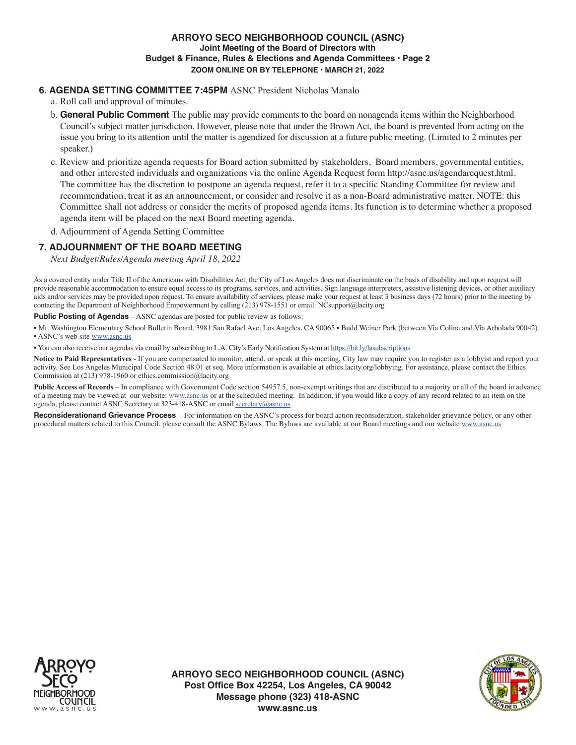## 6. AGENDA SETTING COMMITTEE 7:45PM ASNC President Nicholas Manalo

a. Roll call and approval of minutes.

b. **General Public Comment** The public may provide comments to the board on nonagenda items within the Neighborhood Council's subject matter jurisdiction. However, please note that under the Brown Act, the board is prevented from acting on the issue you bring to its attention until the matter is agendized for discussion at a future public meeting. (Limited to 2 minutes per speaker.)

c. Review and prioritize agenda requests for Board action submitted by stakeholders, Board members, governmental entities, and other interested individuals and organizations via the online Agenda Request form http://asnc.us/agendarequest.html. The committee has the discretion to postpone an agenda request, refer it to a specific Standing Committee for review and recommendation, treat it as an announcement, or consider and resolve it as a non-Board administrative matter. NOTE: this Committee shall not address or consider the merits of proposed agenda items. Its function is to determine whether a proposed agenda item will be placed on the next Board meeting agenda.

d. Adjournment of Agenda Setting Committee

## 7. ADJOURNMENT OF THE BOARD MEETING

*Next Budget/Rules/Agenda meeting April 18, 2022*

As a covered entity under Title II of the Americans with Disabilities Act, the City of Los Angeles does not discriminate on the basis of disability and upon request will provide reasonable accommodation to ensure equal access to its programs, services, and activities. Sign language interpreters, assistive listening devices, or other auxiliary aids and/or services may be provided upon request. To ensure availability of services, please make your request at least 3 business days (72 hours) prior to the meeting by contacting the Department of Neighborhood Empowerment by calling (213) 978-1551 or email: NCsupport@lacity.org

**Public Posting of Agendas** – ASNC agendas are posted for public review as follows:

- Mt. Washington Elementary School Bulletin Board, 3981 San Rafael Ave, Los Angeles, CA 90065 • Budd Weiner Park (between Via Colina and Via Arbolada 90042)
- ASNC's web site www.asnc.us
- You can also receive our agendas via email by subscribing to L.A. City's Early Notification System at https://bit.ly/lasubscriptions

**Notice to Paid Representatives** - If you are compensated to monitor, attend, or speak at this meeting, City law may require you to register as a lobbyist and report your activity. See Los Angeles Municipal Code Section 48.01 et seq. More information is available at ethics.lacity.org/lobbying. For assistance, please contact the Ethics Commission at (213) 978-1960 or ethics.commission@lacity.org

**Public Access of Records** – In compliance with Government Code section 54957.5, non-exempt writings that are distributed to a majority or all of the board in advance of a meeting may be viewed at our website: www.asnc.us or at the scheduled meeting. In addition, if you would like a copy of any record related to an item on the agenda, please contact ASNC Secretary at 323-418-ASNC or email secretary@asnc.us.

**Reconsiderationand Grievance Process** - For information on the ASNC's process for board action reconsideration, stakeholder grievance policy, or any other procedural matters related to this Council, please consult the ASNC Bylaws. The Bylaws are available at our Board meetings and our website www.asnc.us

**ARROYO SECO NEIGHBORHOOD COUNCIL (ASNC)**
**Post Office Box 42254, Los Angeles, CA 90042**
**Message phone (323) 418-ASNC**
**www.asnc.us**